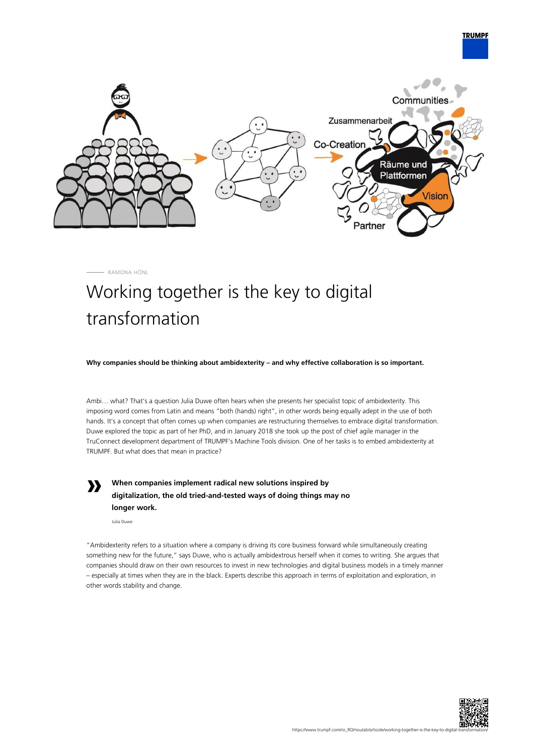RAMONA HÖNL

# Working together is the key to digital transformation

**Why companies should be thinking about ambidexterity – and why effective collaboration is so important.**

Ambi… what? That's a question Julia Duwe often hears when she presents her specialist topic of ambidexterity. This imposing word comes from Latin and means "both (hands) right", in other words being equally adept in the use of both hands. It's a concept that often comes up when companies are restructuring themselves to embrace digital transformation. Duwe explored the topic as part of her PhD, and in January 2018 she took up the post of chief agile manager in the TruConnect development department of TRUMPF's Machine Tools division. One of her tasks is to embed ambidexterity at TRUMPF. But what does that mean in practice?

> **When companies implement radical new solutions inspired by digitalization, the old tried-and-tested ways of doing things may no longer work.**
>
> Julia Duwe

"Ambidexterity refers to a situation where a company is driving its core business forward while simultaneously creating something new for the future," says Duwe, who is actually ambidextrous herself when it comes to writing. She argues that companies should draw on their own resources to invest in new technologies and digital business models in a timely manner – especially at times when they are in the black. Experts describe this approach in terms of exploitation and exploration, in other words stability and change.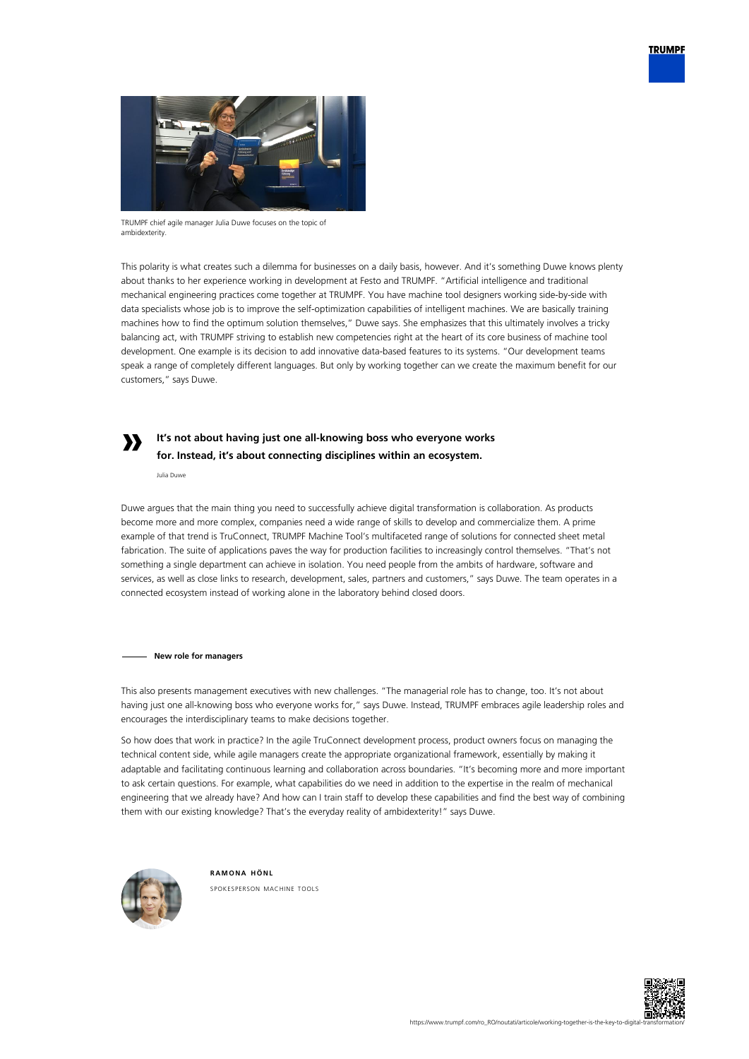TRUMPF chief agile manager Julia Duwe focuses on the topic of ambidexterity.

This polarity is what creates such a dilemma for businesses on a daily basis, however. And it's something Duwe knows plenty about thanks to her experience working in development at Festo and TRUMPF. "Artificial intelligence and traditional mechanical engineering practices come together at TRUMPF. You have machine tool designers working side-by-side with data specialists whose job is to improve the self-optimization capabilities of intelligent machines. We are basically training machines how to find the optimum solution themselves," Duwe says. She emphasizes that this ultimately involves a tricky balancing act, with TRUMPF striving to establish new competencies right at the heart of its core business of machine tool development. One example is its decision to add innovative data-based features to its systems. "Our development teams speak a range of completely different languages. But only by working together can we create the maximum benefit for our customers," says Duwe.

> **It's not about having just one all-knowing boss who everyone works for. Instead, it's about connecting disciplines within an ecosystem.**
>
> Julia Duwe

Duwe argues that the main thing you need to successfully achieve digital transformation is collaboration. As products become more and more complex, companies need a wide range of skills to develop and commercialize them. A prime example of that trend is TruConnect, TRUMPF Machine Tool's multifaceted range of solutions for connected sheet metal fabrication. The suite of applications paves the way for production facilities to increasingly control themselves. "That's not something a single department can achieve in isolation. You need people from the ambits of hardware, software and services, as well as close links to research, development, sales, partners and customers," says Duwe. The team operates in a connected ecosystem instead of working alone in the laboratory behind closed doors.

## New role for managers

This also presents management executives with new challenges. "The managerial role has to change, too. It's not about having just one all-knowing boss who everyone works for," says Duwe. Instead, TRUMPF embraces agile leadership roles and encourages the interdisciplinary teams to make decisions together.

So how does that work in practice? In the agile TruConnect development process, product owners focus on managing the technical content side, while agile managers create the appropriate organizational framework, essentially by making it adaptable and facilitating continuous learning and collaboration across boundaries. "It's becoming more and more important to ask certain questions. For example, what capabilities do we need in addition to the expertise in the realm of mechanical engineering that we already have? And how can I train staff to develop these capabilities and find the best way of combining them with our existing knowledge? That's the everyday reality of ambidexterity!" says Duwe.

**RAMONA HÖNL**

SPOKESPERSON MACHINE TOOLS

https://www.trumpf.com/ro_RO/noutati/articole/working-together-is-the-key-to-digital-transformation/